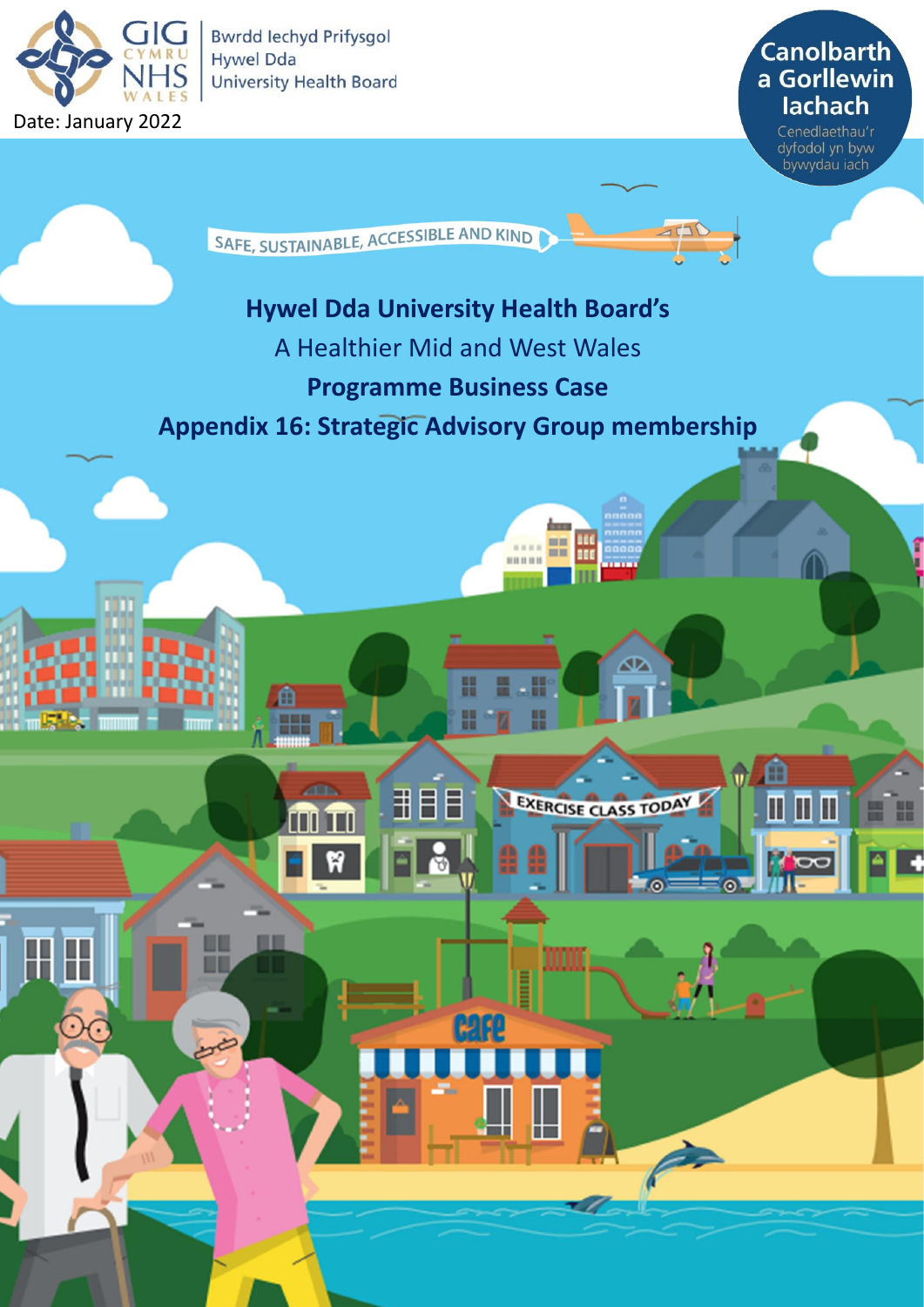Bwrdd Iechyd Prifysgol Hywel Dda University Health Board

Date: January 2022

Canolbarth a Gorllewin Iachach

Cenedlaethau'r dyfodol yn byw bywydau iach

SAFE, SUSTAINABLE, ACCESSIBLE AND KIND

# Hywel Dda University Health Board's

A Healthier Mid and West Wales

## Programme Business Case

## Appendix 16: Strategic Advisory Group membership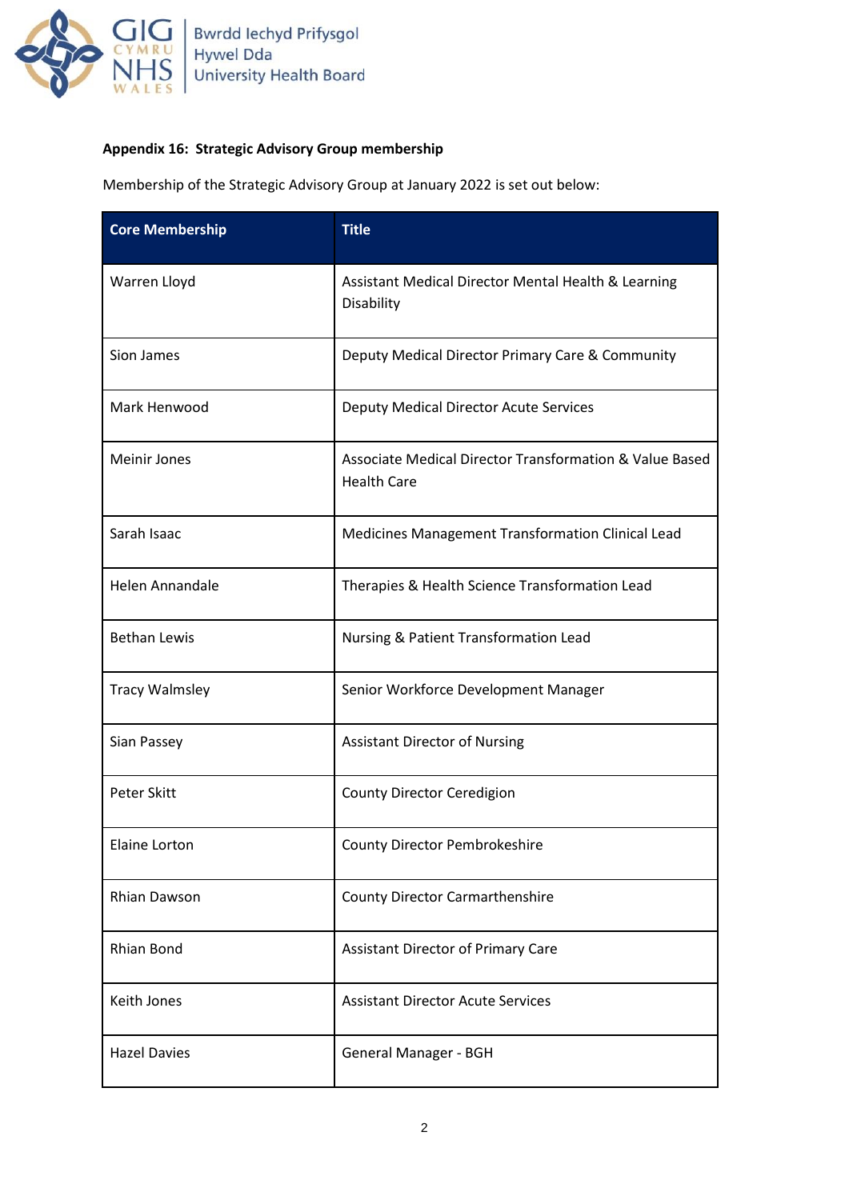**Appendix 16: Strategic Advisory Group membership**

Membership of the Strategic Advisory Group at January 2022 is set out below:

| Core Membership | Title |
|---|---|
| Warren Lloyd | Assistant Medical Director Mental Health & Learning Disability |
| Sion James | Deputy Medical Director Primary Care & Community |
| Mark Henwood | Deputy Medical Director Acute Services |
| Meinir Jones | Associate Medical Director Transformation & Value Based Health Care |
| Sarah Isaac | Medicines Management Transformation Clinical Lead |
| Helen Annandale | Therapies & Health Science Transformation Lead |
| Bethan Lewis | Nursing & Patient Transformation Lead |
| Tracy Walmsley | Senior Workforce Development Manager |
| Sian Passey | Assistant Director of Nursing |
| Peter Skitt | County Director Ceredigion |
| Elaine Lorton | County Director Pembrokeshire |
| Rhian Dawson | County Director Carmarthenshire |
| Rhian Bond | Assistant Director of Primary Care |
| Keith Jones | Assistant Director Acute Services |
| Hazel Davies | General Manager - BGH |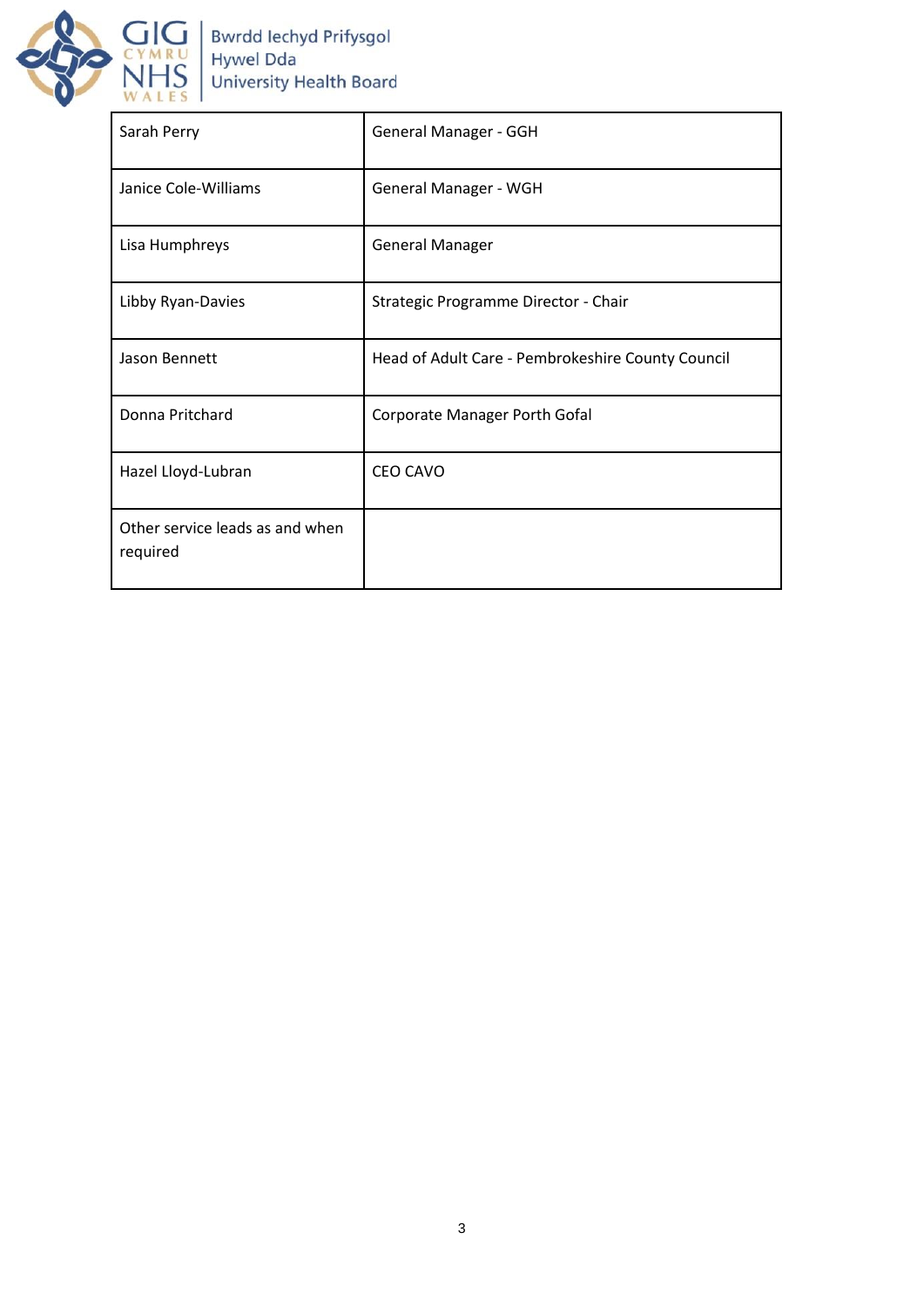| | |
|---|---|
| Sarah Perry | General Manager - GGH |
| Janice Cole-Williams | General Manager - WGH |
| Lisa Humphreys | General Manager |
| Libby Ryan-Davies | Strategic Programme Director - Chair |
| Jason Bennett | Head of Adult Care - Pembrokeshire County Council |
| Donna Pritchard | Corporate Manager Porth Gofal |
| Hazel Lloyd-Lubran | CEO CAVO |
| Other service leads as and when required | |